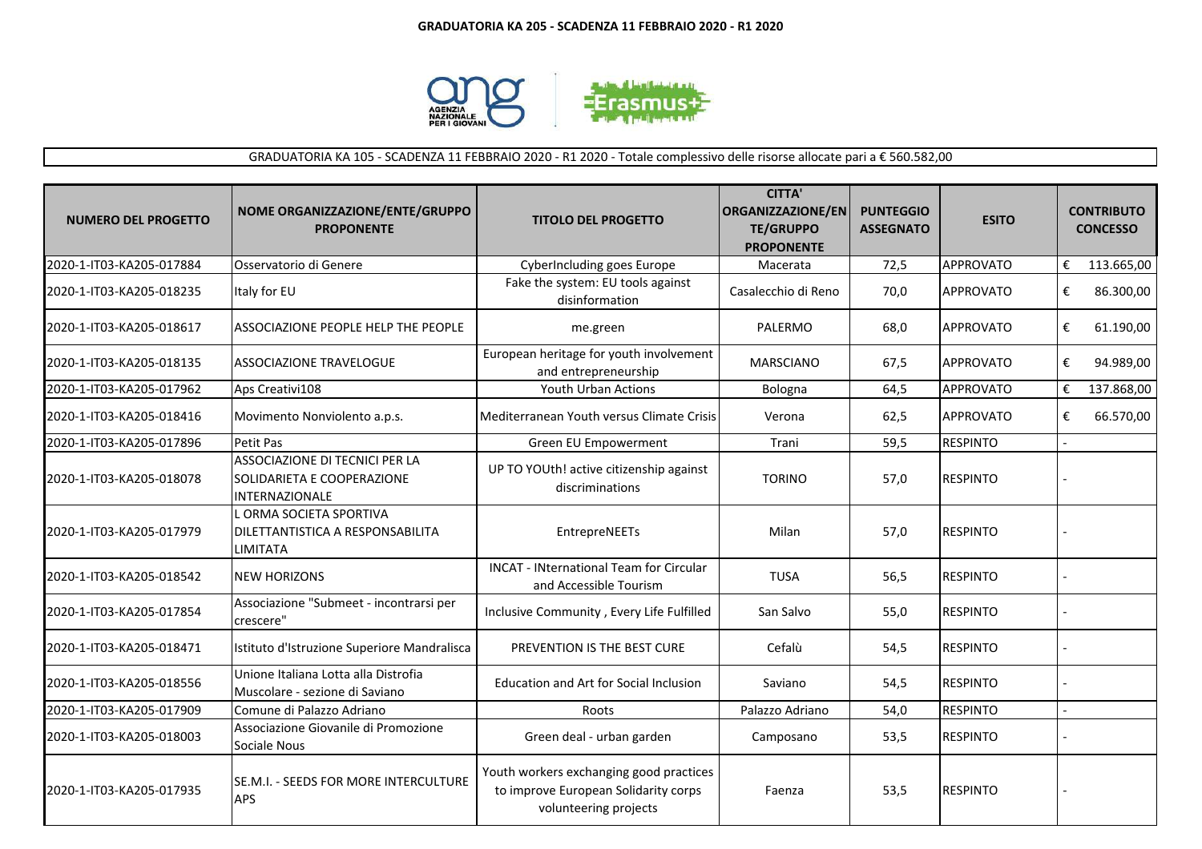**GRADUATORIA KA 205 - SCADENZA 11 FEBBRAIO 2020 - R1 2020**

GRADUATORIA KA 105 - SCADENZA 11 FEBBRAIO 2020 - R1 2020 - Totale complessivo delle risorse allocate pari a € 560.582,00

| NUMERO DEL PROGETTO | NOME ORGANIZZAZIONE/ENTE/GRUPPO PROPONENTE | TITOLO DEL PROGETTO | CITTA' ORGANIZZAZIONE/ENTE/GRUPPO PROPONENTE | PUNTEGGIO ASSEGNATO | ESITO | CONTRIBUTO CONCESSO |
|---|---|---|---|---|---|---|
| 2020-1-IT03-KA205-017884 | Osservatorio di Genere | CyberIncluding goes Europe | Macerata | 72,5 | APPROVATO | € 113.665,00 |
| 2020-1-IT03-KA205-018235 | Italy for EU | Fake the system: EU tools against disinformation | Casalecchio di Reno | 70,0 | APPROVATO | € 86.300,00 |
| 2020-1-IT03-KA205-018617 | ASSOCIAZIONE PEOPLE HELP THE PEOPLE | me.green | PALERMO | 68,0 | APPROVATO | € 61.190,00 |
| 2020-1-IT03-KA205-018135 | ASSOCIAZIONE TRAVELOGUE | European heritage for youth involvement and entrepreneurship | MARSCIANO | 67,5 | APPROVATO | € 94.989,00 |
| 2020-1-IT03-KA205-017962 | Aps Creativi108 | Youth Urban Actions | Bologna | 64,5 | APPROVATO | € 137.868,00 |
| 2020-1-IT03-KA205-018416 | Movimento Nonviolento a.p.s. | Mediterranean Youth versus Climate Crisis | Verona | 62,5 | APPROVATO | € 66.570,00 |
| 2020-1-IT03-KA205-017896 | Petit Pas | Green EU Empowerment | Trani | 59,5 | RESPINTO | - |
| 2020-1-IT03-KA205-018078 | ASSOCIAZIONE DI TECNICI PER LA SOLIDARIETA E COOPERAZIONE INTERNAZIONALE | UP TO YOUth! active citizenship against discriminations | TORINO | 57,0 | RESPINTO | - |
| 2020-1-IT03-KA205-017979 | L ORMA SOCIETA SPORTIVA DILETTANTISTICA A RESPONSABILITA LIMITATA | EntrepreNEETs | Milan | 57,0 | RESPINTO | - |
| 2020-1-IT03-KA205-018542 | NEW HORIZONS | INCAT - INternational Team for Circular and Accessible Tourism | TUSA | 56,5 | RESPINTO | - |
| 2020-1-IT03-KA205-017854 | Associazione "Submeet - incontrarsi per crescere" | Inclusive Community , Every Life Fulfilled | San Salvo | 55,0 | RESPINTO | - |
| 2020-1-IT03-KA205-018471 | Istituto d'Istruzione Superiore Mandralisca | PREVENTION IS THE BEST CURE | Cefalù | 54,5 | RESPINTO | - |
| 2020-1-IT03-KA205-018556 | Unione Italiana Lotta alla Distrofia Muscolare - sezione di Saviano | Education and Art for Social Inclusion | Saviano | 54,5 | RESPINTO | - |
| 2020-1-IT03-KA205-017909 | Comune di Palazzo Adriano | Roots | Palazzo Adriano | 54,0 | RESPINTO | - |
| 2020-1-IT03-KA205-018003 | Associazione Giovanile di Promozione Sociale Nous | Green deal - urban garden | Camposano | 53,5 | RESPINTO | - |
| 2020-1-IT03-KA205-017935 | SE.M.I. - SEEDS FOR MORE INTERCULTURE APS | Youth workers exchanging good practices to improve European Solidarity corps volunteering projects | Faenza | 53,5 | RESPINTO | - |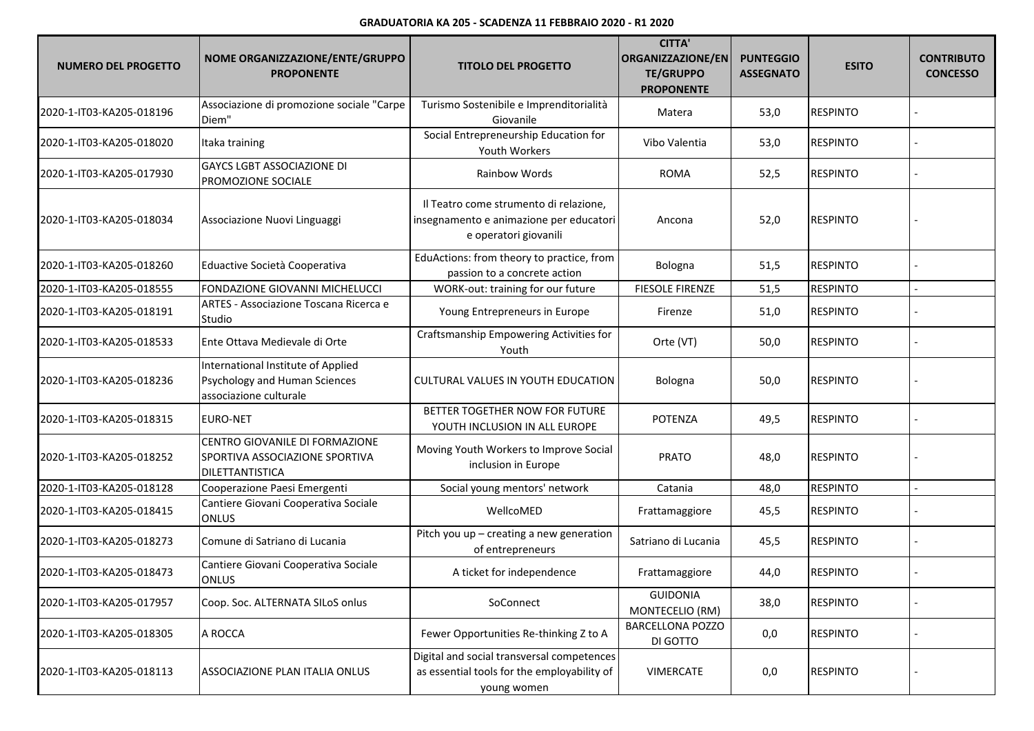**GRADUATORIA KA 205 - SCADENZA 11 FEBBRAIO 2020 - R1 2020**

| NUMERO DEL PROGETTO | NOME ORGANIZZAZIONE/ENTE/GRUPPO PROPONENTE | TITOLO DEL PROGETTO | CITTA' ORGANIZZAZIONE/ENTE/GRUPPO PROPONENTE | PUNTEGGIO ASSEGNATO | ESITO | CONTRIBUTO CONCESSO |
|---|---|---|---|---|---|---|
| 2020-1-IT03-KA205-018196 | Associazione di promozione sociale "Carpe Diem" | Turismo Sostenibile e Imprenditorialità Giovanile | Matera | 53,0 | RESPINTO | - |
| 2020-1-IT03-KA205-018020 | Itaka training | Social Entrepreneurship Education for Youth Workers | Vibo Valentia | 53,0 | RESPINTO | - |
| 2020-1-IT03-KA205-017930 | GAYCS LGBT ASSOCIAZIONE DI PROMOZIONE SOCIALE | Rainbow Words | ROMA | 52,5 | RESPINTO | - |
| 2020-1-IT03-KA205-018034 | Associazione Nuovi Linguaggi | Il Teatro come strumento di relazione, insegnamento e animazione per educatori e operatori giovanili | Ancona | 52,0 | RESPINTO | - |
| 2020-1-IT03-KA205-018260 | Eduactive Società Cooperativa | EduActions: from theory to practice, from passion to a concrete action | Bologna | 51,5 | RESPINTO | - |
| 2020-1-IT03-KA205-018555 | FONDAZIONE GIOVANNI MICHELUCCI | WORK-out: training for our future | FIESOLE FIRENZE | 51,5 | RESPINTO | - |
| 2020-1-IT03-KA205-018191 | ARTES - Associazione Toscana Ricerca e Studio | Young Entrepreneurs in Europe | Firenze | 51,0 | RESPINTO | - |
| 2020-1-IT03-KA205-018533 | Ente Ottava Medievale di Orte | Craftsmanship Empowering Activities for Youth | Orte (VT) | 50,0 | RESPINTO | - |
| 2020-1-IT03-KA205-018236 | International Institute of Applied Psychology and Human Sciences associazione culturale | CULTURAL VALUES IN YOUTH EDUCATION | Bologna | 50,0 | RESPINTO | - |
| 2020-1-IT03-KA205-018315 | EURO-NET | BETTER TOGETHER NOW FOR FUTURE YOUTH INCLUSION IN ALL EUROPE | POTENZA | 49,5 | RESPINTO | - |
| 2020-1-IT03-KA205-018252 | CENTRO GIOVANILE DI FORMAZIONE SPORTIVA ASSOCIAZIONE SPORTIVA DILETTANTISTICA | Moving Youth Workers to Improve Social inclusion in Europe | PRATO | 48,0 | RESPINTO | - |
| 2020-1-IT03-KA205-018128 | Cooperazione Paesi Emergenti | Social young mentors' network | Catania | 48,0 | RESPINTO | - |
| 2020-1-IT03-KA205-018415 | Cantiere Giovani Cooperativa Sociale ONLUS | WellcoMED | Frattamaggiore | 45,5 | RESPINTO | - |
| 2020-1-IT03-KA205-018273 | Comune di Satriano di Lucania | Pitch you up – creating a new generation of entrepreneurs | Satriano di Lucania | 45,5 | RESPINTO | - |
| 2020-1-IT03-KA205-018473 | Cantiere Giovani Cooperativa Sociale ONLUS | A ticket for independence | Frattamaggiore | 44,0 | RESPINTO | - |
| 2020-1-IT03-KA205-017957 | Coop. Soc. ALTERNATA SILoS onlus | SoConnect | GUIDONIA MONTECELIO (RM) | 38,0 | RESPINTO | - |
| 2020-1-IT03-KA205-018305 | A ROCCA | Fewer Opportunities Re-thinking Z to A | BARCELLONA POZZO DI GOTTO | 0,0 | RESPINTO | - |
| 2020-1-IT03-KA205-018113 | ASSOCIAZIONE PLAN ITALIA ONLUS | Digital and social transversal competences as essential tools for the employability of young women | VIMERCATE | 0,0 | RESPINTO | - |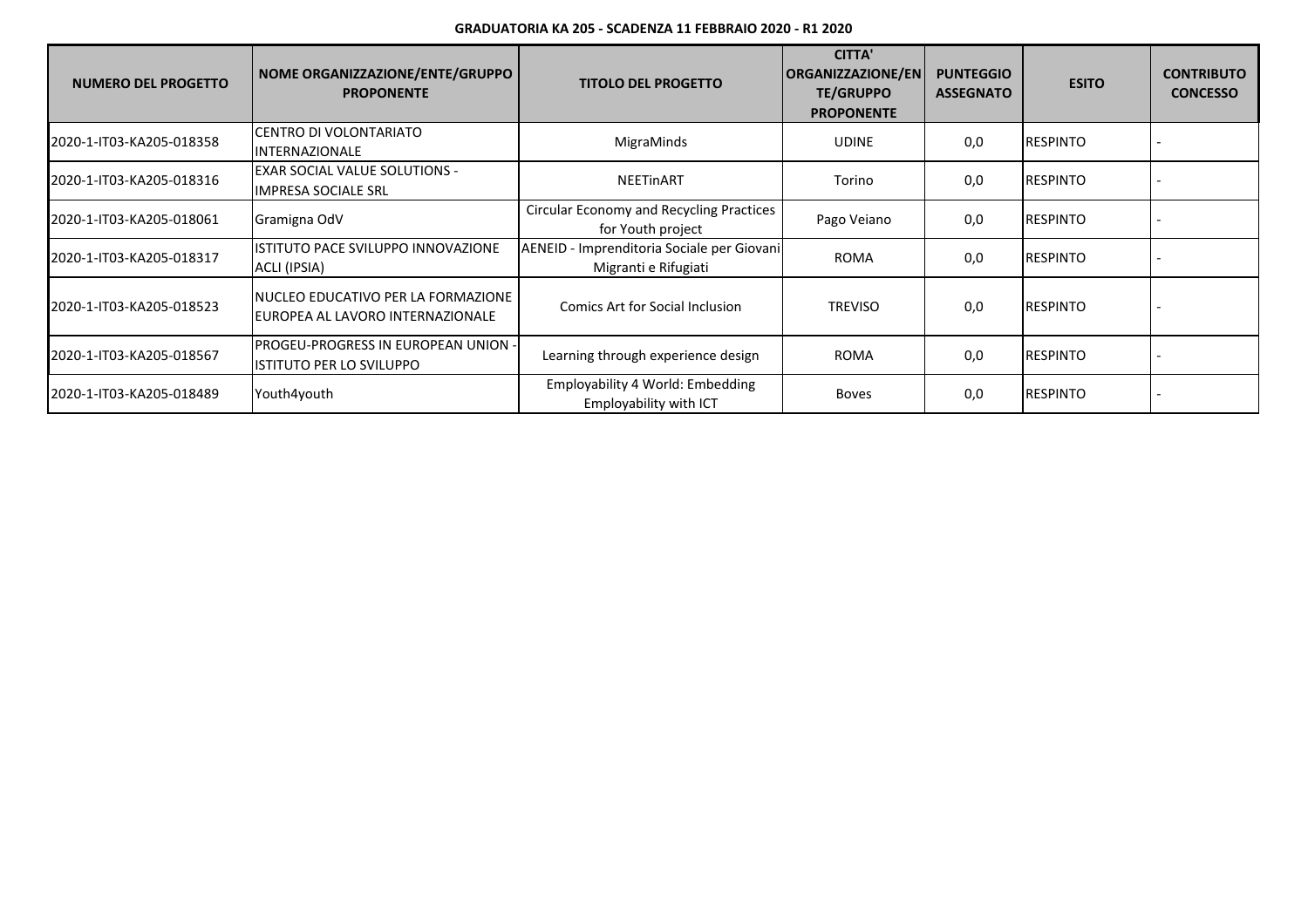**GRADUATORIA KA 205 - SCADENZA 11 FEBBRAIO 2020 - R1 2020**

| NUMERO DEL PROGETTO | NOME ORGANIZZAZIONE/ENTE/GRUPPO PROPONENTE | TITOLO DEL PROGETTO | CITTA' ORGANIZZAZIONE/ENTE/GRUPPO PROPONENTE | PUNTEGGIO ASSEGNATO | ESITO | CONTRIBUTO CONCESSO |
|---|---|---|---|---|---|---|
| 2020-1-IT03-KA205-018358 | CENTRO DI VOLONTARIATO INTERNAZIONALE | MigraMinds | UDINE | 0,0 | RESPINTO | - |
| 2020-1-IT03-KA205-018316 | EXAR SOCIAL VALUE SOLUTIONS - IMPRESA SOCIALE SRL | NEETinART | Torino | 0,0 | RESPINTO | - |
| 2020-1-IT03-KA205-018061 | Gramigna OdV | Circular Economy and Recycling Practices for Youth project | Pago Veiano | 0,0 | RESPINTO | - |
| 2020-1-IT03-KA205-018317 | ISTITUTO PACE SVILUPPO INNOVAZIONE ACLI (IPSIA) | AENEID - Imprenditoria Sociale per Giovani Migranti e Rifugiati | ROMA | 0,0 | RESPINTO | - |
| 2020-1-IT03-KA205-018523 | NUCLEO EDUCATIVO PER LA FORMAZIONE EUROPEA AL LAVORO INTERNAZIONALE | Comics Art for Social Inclusion | TREVISO | 0,0 | RESPINTO | - |
| 2020-1-IT03-KA205-018567 | PROGEU-PROGRESS IN EUROPEAN UNION - ISTITUTO PER LO SVILUPPO | Learning through experience design | ROMA | 0,0 | RESPINTO | - |
| 2020-1-IT03-KA205-018489 | Youth4youth | Employability 4 World: Embedding Employability with ICT | Boves | 0,0 | RESPINTO | - |